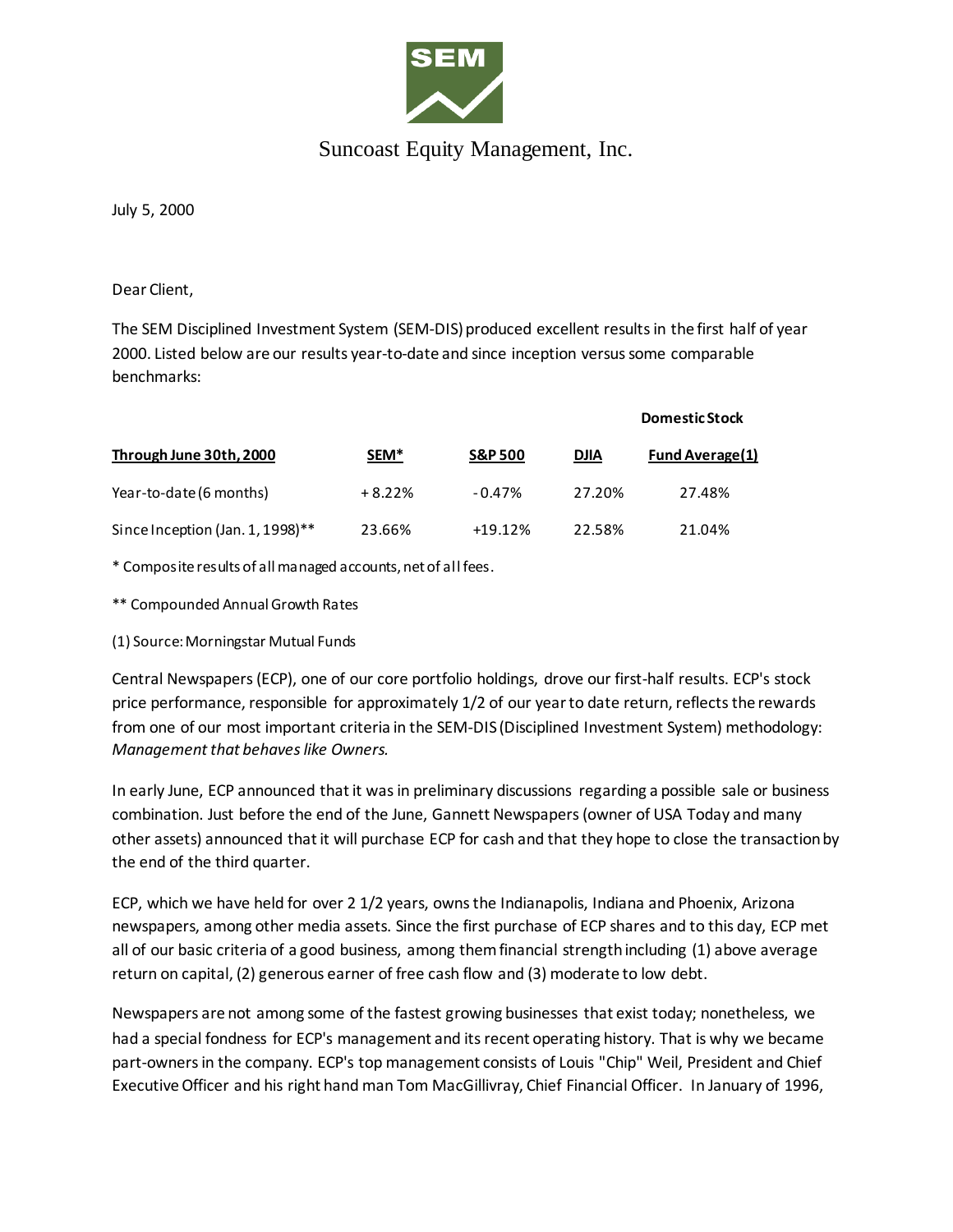SEM

Suncoast Equity Management, Inc.

July 5, 2000

Dear Client,

The SEM Disciplined Investment System (SEM-DIS) produced excellent results in the first half of year 2000. Listed below are our results year-to-date and since inception versus some comparable benchmarks:

| **Through June 30th, 2000** | **SEM*** | **S&P 500** | **DJIA** | **Domestic Stock Fund Average(1)** |
|---|---|---|---|---|
| Year-to-date (6 months) | + 8.22% | - 0.47% | 27.20% | 27.48% |
| Since Inception (Jan. 1, 1998)** | 23.66% | +19.12% | 22.58% | 21.04% |

* Composite results of all managed accounts, net of all fees.

** Compounded Annual Growth Rates

(1) Source: Morningstar Mutual Funds

Central Newspapers (ECP), one of our core portfolio holdings, drove our first-half results. ECP's stock price performance, responsible for approximately 1/2 of our year to date return, reflects the rewards from one of our most important criteria in the SEM-DIS (Disciplined Investment System) methodology: *Management that behaves like Owners.*

In early June, ECP announced that it was in preliminary discussions regarding a possible sale or business combination. Just before the end of the June, Gannett Newspapers (owner of USA Today and many other assets) announced that it will purchase ECP for cash and that they hope to close the transaction by the end of the third quarter.

ECP, which we have held for over 2 1/2 years, owns the Indianapolis, Indiana and Phoenix, Arizona newspapers, among other media assets. Since the first purchase of ECP shares and to this day, ECP met all of our basic criteria of a good business, among them financial strength including (1) above average return on capital, (2) generous earner of free cash flow and (3) moderate to low debt.

Newspapers are not among some of the fastest growing businesses that exist today; nonetheless, we had a special fondness for ECP's management and its recent operating history. That is why we became part-owners in the company. ECP's top management consists of Louis "Chip" Weil, President and Chief Executive Officer and his right hand man Tom MacGillivray, Chief Financial Officer. In January of 1996,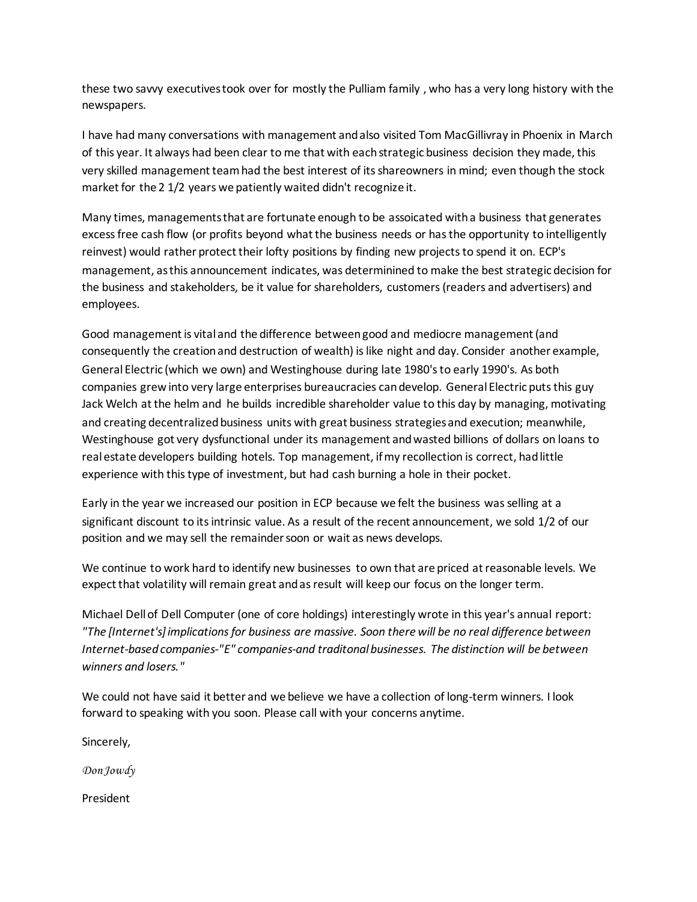these two savvy executives took over for mostly the Pulliam family , who has a very long history with the newspapers.

I have had many conversations with management and also visited Tom MacGillivray in Phoenix in March of this year. It always had been clear to me that with each strategic business decision they made, this very skilled management team had the best interest of its shareowners in mind; even though the stock market for the 2 1/2 years we patiently waited didn't recognize it.

Many times, managements that are fortunate enough to be assoicated with a business that generates excess free cash flow (or profits beyond what the business needs or has the opportunity to intelligently reinvest) would rather protect their lofty positions by finding new projects to spend it on. ECP's management, as this announcement indicates, was determinined to make the best strategic decision for the business and stakeholders, be it value for shareholders, customers (readers and advertisers) and employees.

Good management is vital and the difference between good and mediocre management (and consequently the creation and destruction of wealth) is like night and day. Consider another example, General Electric (which we own) and Westinghouse during late 1980's to early 1990's. As both companies grew into very large enterprises bureaucracies can develop. General Electric puts this guy Jack Welch at the helm and he builds incredible shareholder value to this day by managing, motivating and creating decentralized business units with great business strategies and execution; meanwhile, Westinghouse got very dysfunctional under its management and wasted billions of dollars on loans to real estate developers building hotels. Top management, if my recollection is correct, had little experience with this type of investment, but had cash burning a hole in their pocket.

Early in the year we increased our position in ECP because we felt the business was selling at a significant discount to its intrinsic value. As a result of the recent announcement, we sold 1/2 of our position and we may sell the remainder soon or wait as news develops.

We continue to work hard to identify new businesses to own that are priced at reasonable levels. We expect that volatility will remain great and as result will keep our focus on the longer term.

Michael Dell of Dell Computer (one of core holdings) interestingly wrote in this year's annual report: *"The [Internet's] implications for business are massive. Soon there will be no real difference between Internet-based companies-"E" companies-and traditonal businesses. The distinction will be between winners and losers."*

We could not have said it better and we believe we have a collection of long-term winners. I look forward to speaking with you soon. Please call with your concerns anytime.

Sincerely,

*Don Jowdy*

President